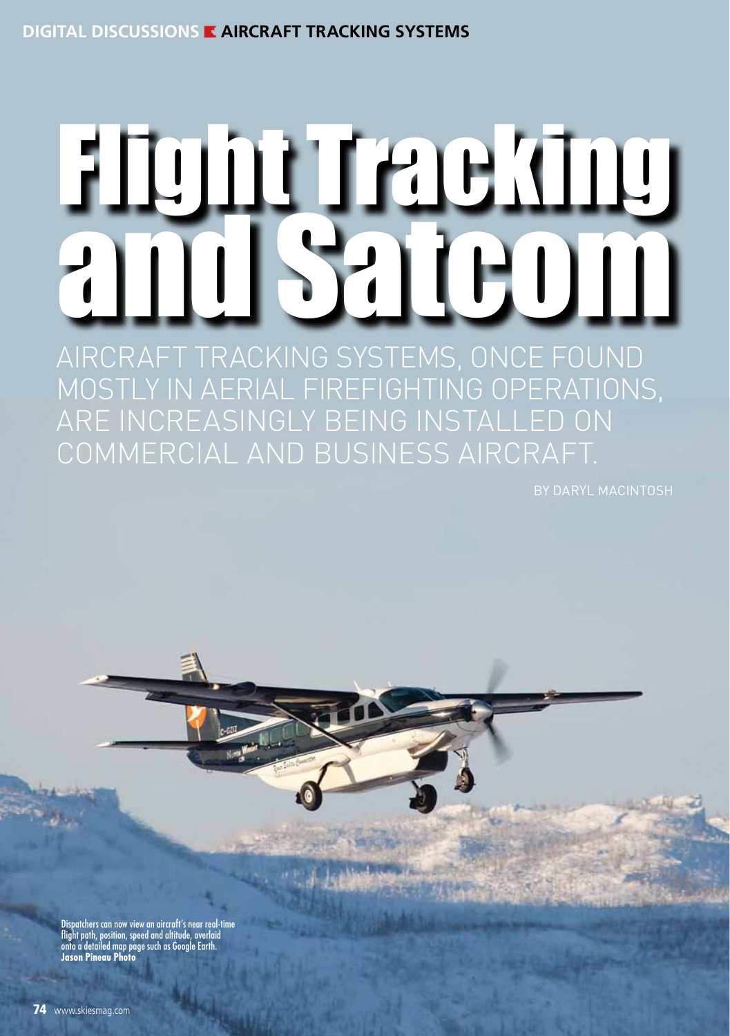# Flight Tracking and Satcom

AIRCRAFT TRACKING SYSTEMS, ONCE FOUND MOSTLY IN AERIAL FIREFIGHTING OPERATIONS, ARE INCREASINGLY BEING INSTALLED ON COMMERCIAL AND BUSINESS AIRCRAFT.

BY DARYL MACINTOSH

Dispatchers can now view an aircraft's near real-time flight path, position, speed and altitude, overlaid onto a detailed map page such as Google Earth.
**Jason Pineau Photo**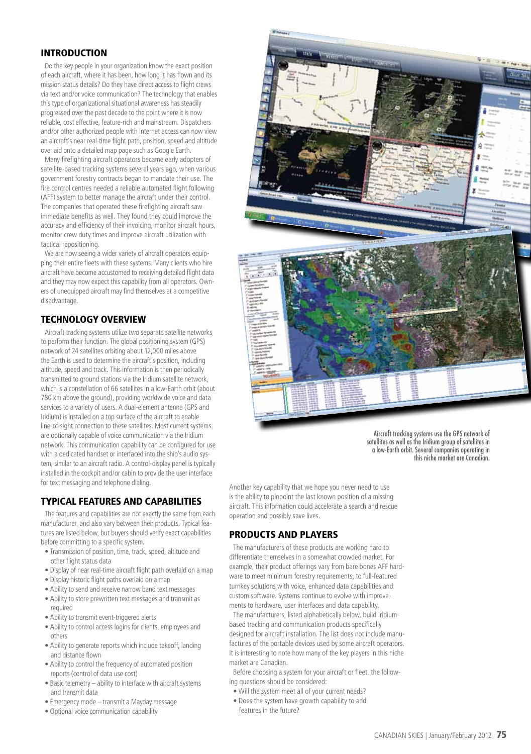## INTRODUCTION

Do the key people in your organization know the exact position of each aircraft, where it has been, how long it has flown and its mission status details? Do they have direct access to flight crews via text and/or voice communication? The technology that enables this type of organizational situational awareness has steadily progressed over the past decade to the point where it is now reliable, cost effective, feature-rich and mainstream. Dispatchers and/or other authorized people with Internet access can now view an aircraft's near real-time flight path, position, speed and altitude overlaid onto a detailed map page such as Google Earth.

Many firefighting aircraft operators became early adopters of satellite-based tracking systems several years ago, when various government forestry contracts began to mandate their use. The fire control centres needed a reliable automated flight following (AFF) system to better manage the aircraft under their control. The companies that operated these firefighting aircraft saw immediate benefits as well. They found they could improve the accuracy and efficiency of their invoicing, monitor aircraft hours, monitor crew duty times and improve aircraft utilization with tactical repositioning.

We are now seeing a wider variety of aircraft operators equipping their entire fleets with these systems. Many clients who hire aircraft have become accustomed to receiving detailed flight data and they may now expect this capability from all operators. Owners of unequipped aircraft may find themselves at a competitive disadvantage.

## TECHNOLOGY OVERVIEW

Aircraft tracking systems utilize two separate satellite networks to perform their function. The global positioning system (GPS) network of 24 satellites orbiting about 12,000 miles above the Earth is used to determine the aircraft's position, including altitude, speed and track. This information is then periodically transmitted to ground stations via the Iridium satellite network, which is a constellation of 66 satellites in a low-Earth orbit (about 780 km above the ground), providing worldwide voice and data services to a variety of users. A dual-element antenna (GPS and Iridium) is installed on a top surface of the aircraft to enable line-of-sight connection to these satellites. Most current systems are optionally capable of voice communication via the Iridium network. This communication capability can be configured for use with a dedicated handset or interfaced into the ship's audio system, similar to an aircraft radio. A control-display panel is typically installed in the cockpit and/or cabin to provide the user interface for text messaging and telephone dialing.

## TYPICAL FEATURES AND CAPABILITIES

The features and capabilities are not exactly the same from each manufacturer, and also vary between their products. Typical features are listed below, but buyers should verify exact capabilities before committing to a specific system.

- Transmission of position, time, track, speed, altitude and other flight status data
- Display of near real-time aircraft flight path overlaid on a map
- Display historic flight paths overlaid on a map
- Ability to send and receive narrow band text messages
- Ability to store prewritten text messages and transmit as required
- Ability to transmit event-triggered alerts
- Ability to control access logins for clients, employees and others
- Ability to generate reports which include takeoff, landing and distance flown
- Ability to control the frequency of automated position reports (control of data use cost)
- Basic telemetry – ability to interface with aircraft systems and transmit data
- Emergency mode – transmit a Mayday message
- Optional voice communication capability

Aircraft tracking systems use the GPS network of satellites as well as the Iridium group of satellites in a low-Earth orbit. Several companies operating in this niche market are Canadian.

Another key capability that we hope you never need to use is the ability to pinpoint the last known position of a missing aircraft. This information could accelerate a search and rescue operation and possibly save lives.

## PRODUCTS AND PLAYERS

The manufacturers of these products are working hard to differentiate themselves in a somewhat crowded market. For example, their product offerings vary from bare bones AFF hardware to meet minimum forestry requirements, to full-featured turnkey solutions with voice, enhanced data capabilities and custom software. Systems continue to evolve with improvements to hardware, user interfaces and data capability.

The manufacturers, listed alphabetically below, build Iridium-based tracking and communication products specifically designed for aircraft installation. The list does not include manufactures of the portable devices used by some aircraft operators. It is interesting to note how many of the key players in this niche market are Canadian.

Before choosing a system for your aircraft or fleet, the following questions should be considered:

- Will the system meet all of your current needs?
- Does the system have growth capability to add features in the future?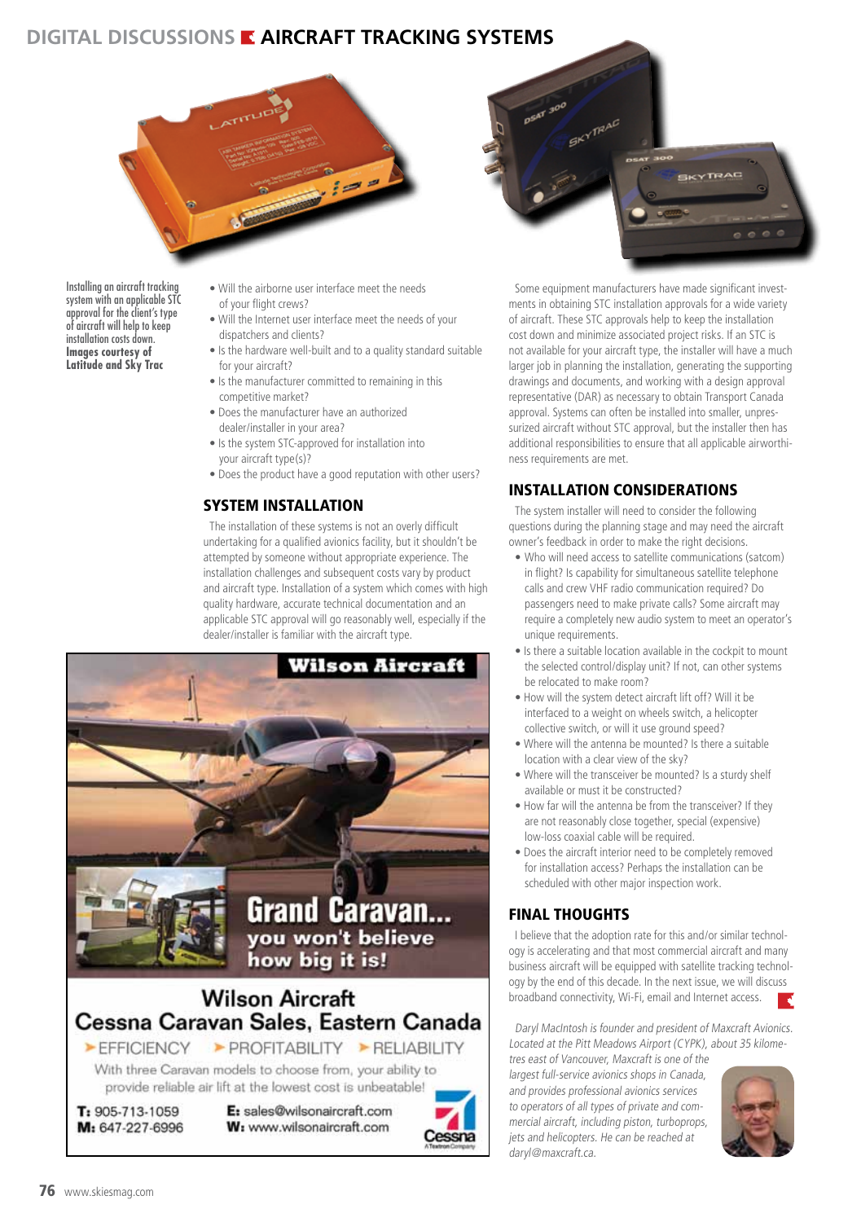Installing an aircraft tracking system with an applicable STC approval for the client's type of aircraft will help to keep installation costs down. **Images courtesy of Latitude and Sky Trac**

- Will the airborne user interface meet the needs of your flight crews?
- Will the Internet user interface meet the needs of your dispatchers and clients?
- Is the hardware well-built and to a quality standard suitable for your aircraft?
- Is the manufacturer committed to remaining in this competitive market?
- Does the manufacturer have an authorized dealer/installer in your area?
- Is the system STC-approved for installation into your aircraft type(s)?
- Does the product have a good reputation with other users?

## SYSTEM INSTALLATION

The installation of these systems is not an overly difficult undertaking for a qualified avionics facility, but it shouldn't be attempted by someone without appropriate experience. The installation challenges and subsequent costs vary by product and aircraft type. Installation of a system which comes with high quality hardware, accurate technical documentation and an applicable STC approval will go reasonably well, especially if the dealer/installer is familiar with the aircraft type.

Some equipment manufacturers have made significant investments in obtaining STC installation approvals for a wide variety of aircraft. These STC approvals help to keep the installation cost down and minimize associated project risks. If an STC is not available for your aircraft type, the installer will have a much larger job in planning the installation, generating the supporting drawings and documents, and working with a design approval representative (DAR) as necessary to obtain Transport Canada approval. Systems can often be installed into smaller, unpressurized aircraft without STC approval, but the installer then has additional responsibilities to ensure that all applicable airworthiness requirements are met.

## INSTALLATION CONSIDERATIONS

The system installer will need to consider the following questions during the planning stage and may need the aircraft owner's feedback in order to make the right decisions.

- Who will need access to satellite communications (satcom) in flight? Is capability for simultaneous satellite telephone calls and crew VHF radio communication required? Do passengers need to make private calls? Some aircraft may require a completely new audio system to meet an operator's unique requirements.
- Is there a suitable location available in the cockpit to mount the selected control/display unit? If not, can other systems be relocated to make room?
- How will the system detect aircraft lift off? Will it be interfaced to a weight on wheels switch, a helicopter collective switch, or will it use ground speed?
- Where will the antenna be mounted? Is there a suitable location with a clear view of the sky?
- Where will the transceiver be mounted? Is a sturdy shelf available or must it be constructed?
- How far will the antenna be from the transceiver? If they are not reasonably close together, special (expensive) low-loss coaxial cable will be required.
- Does the aircraft interior need to be completely removed for installation access? Perhaps the installation can be scheduled with other major inspection work.

## FINAL THOUGHTS

I believe that the adoption rate for this and/or similar technology is accelerating and that most commercial aircraft and many business aircraft will be equipped with satellite tracking technology by the end of this decade. In the next issue, we will discuss broadband connectivity, Wi-Fi, email and Internet access.

*Daryl MacIntosh is founder and president of Maxcraft Avionics. Located at the Pitt Meadows Airport (CYPK), about 35 kilometres east of Vancouver, Maxcraft is one of the largest full-service avionics shops in Canada, and provides professional avionics services to operators of all types of private and commercial aircraft, including piston, turboprops, jets and helicopters. He can be reached at daryl@maxcraft.ca.*

**Wilson Aircraft**

**Grand Caravan... you won't believe how big it is!**

**Wilson Aircraft**
**Cessna Caravan Sales, Eastern Canada**

EFFICIENCY · PROFITABILITY · RELIABILITY

With three Caravan models to choose from, your ability to provide reliable air lift at the lowest cost is unbeatable!

**T:** 905-713-1059
**M:** 647-227-6996
**E:** sales@wilsonaircraft.com
**W:** www.wilsonaircraft.com

Cessna — A Textron Company